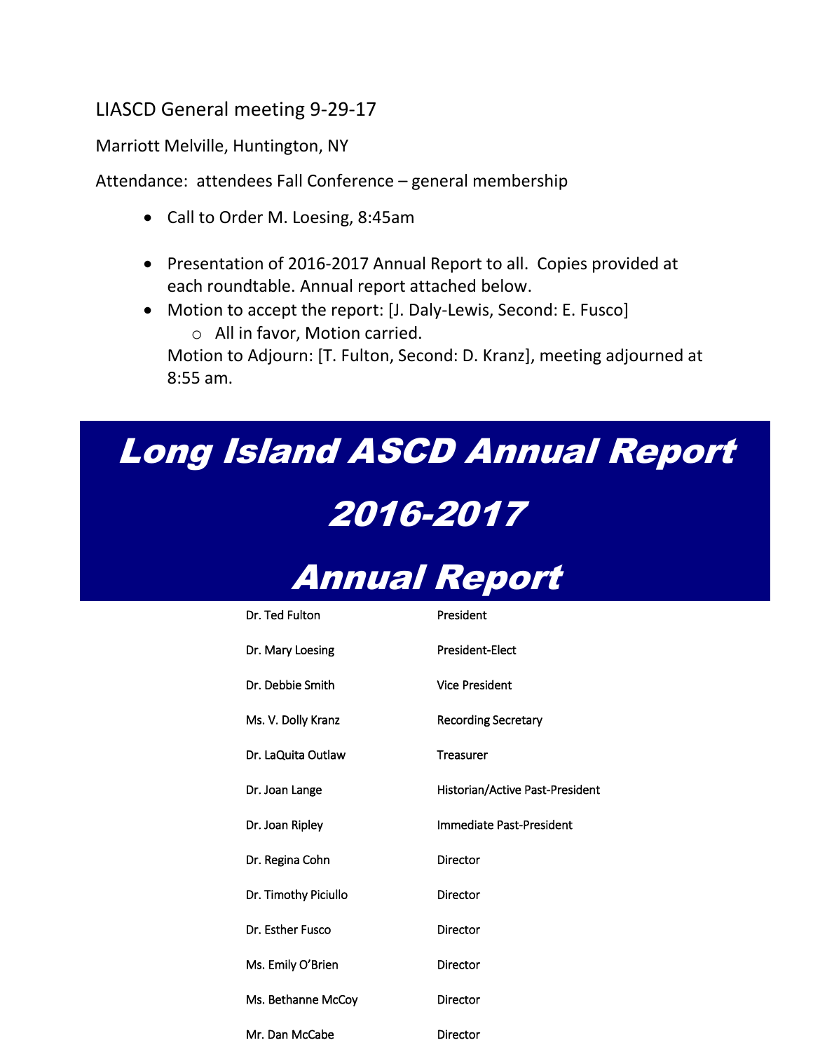LIASCD General meeting 9-29-17

Marriott Melville, Huntington, NY

Attendance: attendees Fall Conference – general membership

- Call to Order M. Loesing, 8:45am

- Presentation of 2016-2017 Annual Report to all. Copies provided at each roundtable. Annual report attached below.
- Motion to accept the report: [J. Daly-Lewis, Second: E. Fusco]
  - All in favor, Motion carried.

  Motion to Adjourn: [T. Fulton, Second: D. Kranz], meeting adjourned at 8:55 am.

# Long Island ASCD Annual Report

# 2016-2017

# Annual Report

| | |
|---|---|
| Dr. Ted Fulton | President |
| Dr. Mary Loesing | President-Elect |
| Dr. Debbie Smith | Vice President |
| Ms. V. Dolly Kranz | Recording Secretary |
| Dr. LaQuita Outlaw | Treasurer |
| Dr. Joan Lange | Historian/Active Past-President |
| Dr. Joan Ripley | Immediate Past-President |
| Dr. Regina Cohn | Director |
| Dr. Timothy Piciullo | Director |
| Dr. Esther Fusco | Director |
| Ms. Emily O'Brien | Director |
| Ms. Bethanne McCoy | Director |
| Mr. Dan McCabe | Director |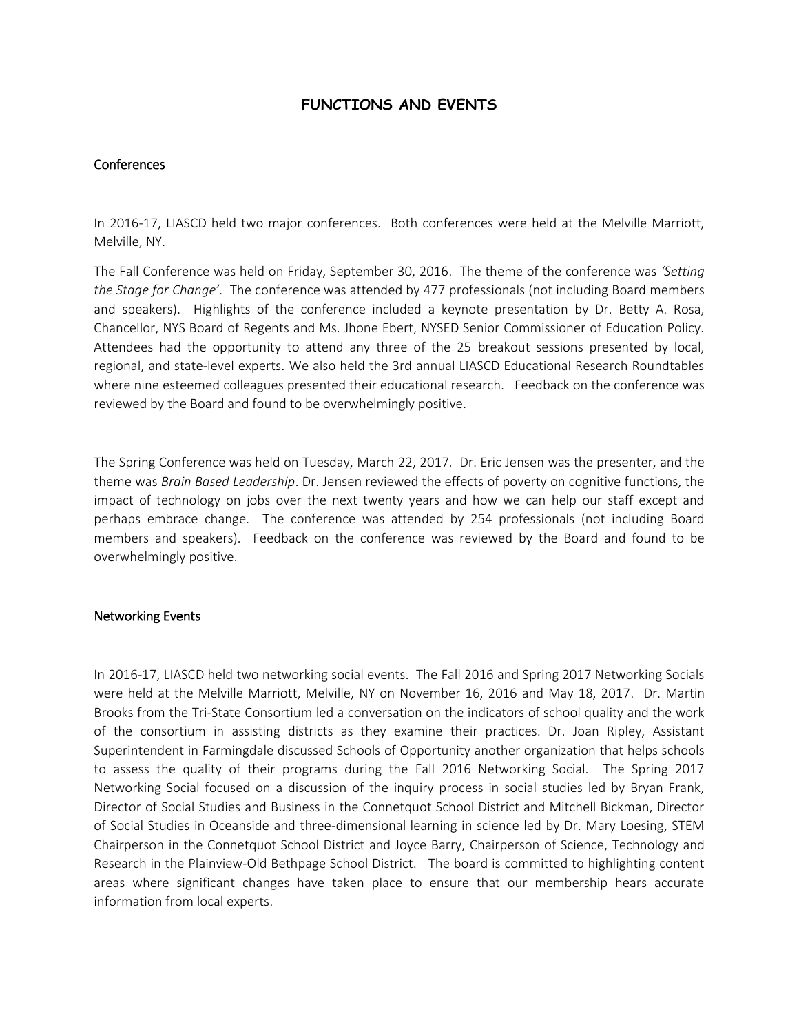# FUNCTIONS AND EVENTS

## Conferences

In 2016-17, LIASCD held two major conferences. Both conferences were held at the Melville Marriott, Melville, NY.

The Fall Conference was held on Friday, September 30, 2016. The theme of the conference was *'Setting the Stage for Change'*. The conference was attended by 477 professionals (not including Board members and speakers). Highlights of the conference included a keynote presentation by Dr. Betty A. Rosa, Chancellor, NYS Board of Regents and Ms. Jhone Ebert, NYSED Senior Commissioner of Education Policy. Attendees had the opportunity to attend any three of the 25 breakout sessions presented by local, regional, and state-level experts. We also held the 3rd annual LIASCD Educational Research Roundtables where nine esteemed colleagues presented their educational research. Feedback on the conference was reviewed by the Board and found to be overwhelmingly positive.

The Spring Conference was held on Tuesday, March 22, 2017. Dr. Eric Jensen was the presenter, and the theme was *Brain Based Leadership*. Dr. Jensen reviewed the effects of poverty on cognitive functions, the impact of technology on jobs over the next twenty years and how we can help our staff except and perhaps embrace change. The conference was attended by 254 professionals (not including Board members and speakers). Feedback on the conference was reviewed by the Board and found to be overwhelmingly positive.

## Networking Events

In 2016-17, LIASCD held two networking social events. The Fall 2016 and Spring 2017 Networking Socials were held at the Melville Marriott, Melville, NY on November 16, 2016 and May 18, 2017. Dr. Martin Brooks from the Tri-State Consortium led a conversation on the indicators of school quality and the work of the consortium in assisting districts as they examine their practices. Dr. Joan Ripley, Assistant Superintendent in Farmingdale discussed Schools of Opportunity another organization that helps schools to assess the quality of their programs during the Fall 2016 Networking Social. The Spring 2017 Networking Social focused on a discussion of the inquiry process in social studies led by Bryan Frank, Director of Social Studies and Business in the Connetquot School District and Mitchell Bickman, Director of Social Studies in Oceanside and three-dimensional learning in science led by Dr. Mary Loesing, STEM Chairperson in the Connetquot School District and Joyce Barry, Chairperson of Science, Technology and Research in the Plainview-Old Bethpage School District. The board is committed to highlighting content areas where significant changes have taken place to ensure that our membership hears accurate information from local experts.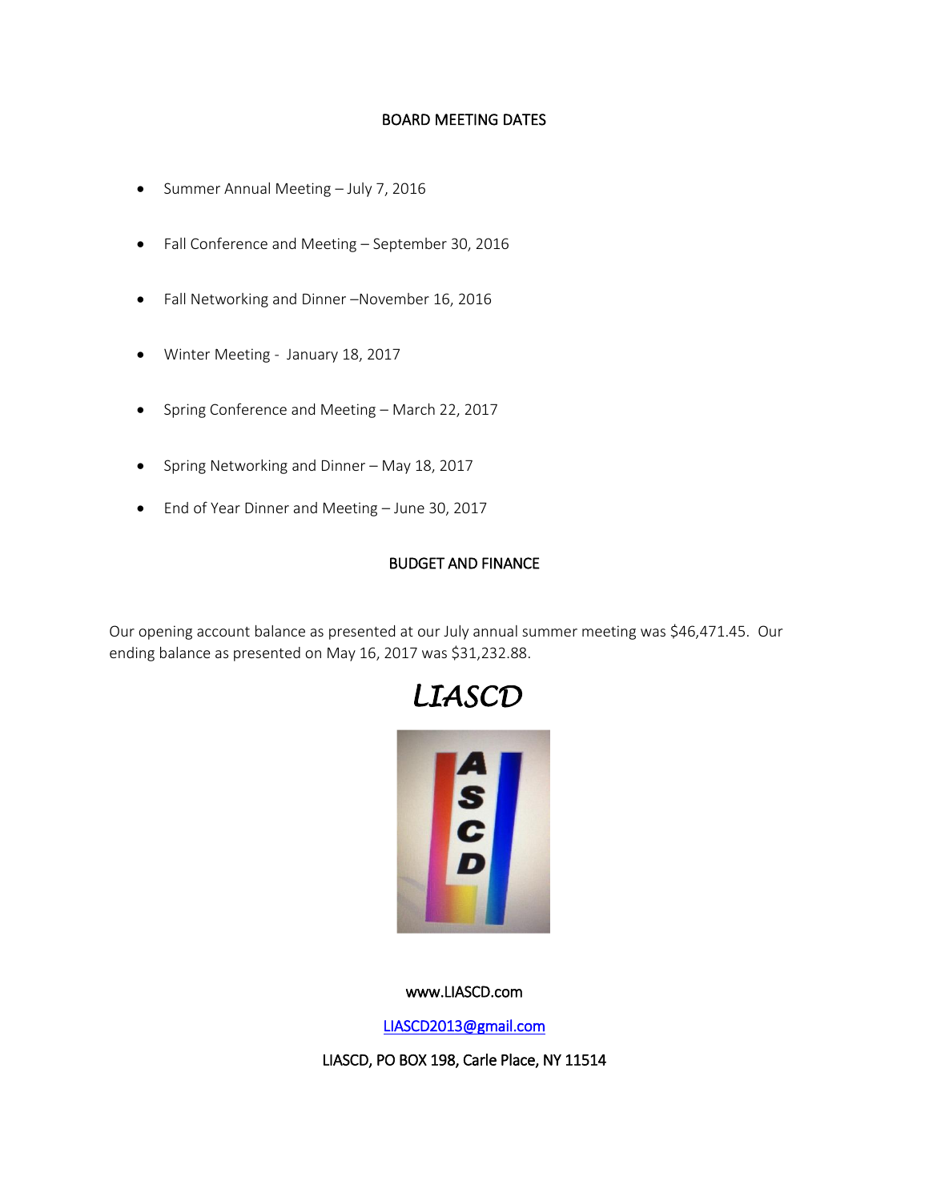## BOARD MEETING DATES

- Summer Annual Meeting – July 7, 2016
- Fall Conference and Meeting – September 30, 2016
- Fall Networking and Dinner –November 16, 2016
- Winter Meeting - January 18, 2017
- Spring Conference and Meeting – March 22, 2017
- Spring Networking and Dinner – May 18, 2017
- End of Year Dinner and Meeting – June 30, 2017

## BUDGET AND FINANCE

Our opening account balance as presented at our July annual summer meeting was $46,471.45. Our ending balance as presented on May 16, 2017 was $31,232.88.

*LIASCD*

www.LIASCD.com

LIASCD2013@gmail.com

LIASCD, PO BOX 198, Carle Place, NY 11514